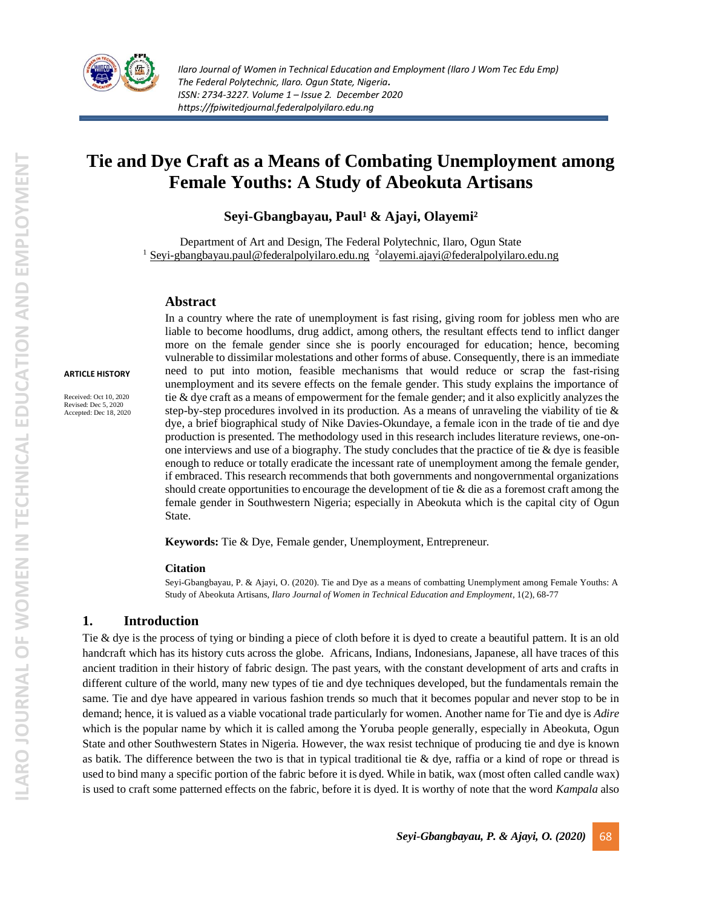# Tie and Dye Craft as a Means of Combating Unemployment among Female Youths: A Study of Abeokuta Artisans

**Seyi-Gbangbayau, Paul[1] & Ajayi, Olayemi[2]**

Department of Art and Design, The Federal Polytechnic, Ilaro, Ogun State
[1] Seyi-gbangbayau.paul@federalpolyilaro.edu.ng [2]olayemi.ajayi@federalpolyilaro.edu.ng

**ARTICLE HISTORY**

Received: Oct 10, 2020
Revised: Dec 5, 2020
Accepted: Dec 18, 2020

## Abstract

In a country where the rate of unemployment is fast rising, giving room for jobless men who are liable to become hoodlums, drug addict, among others, the resultant effects tend to inflict danger more on the female gender since she is poorly encouraged for education; hence, becoming vulnerable to dissimilar molestations and other forms of abuse. Consequently, there is an immediate need to put into motion, feasible mechanisms that would reduce or scrap the fast-rising unemployment and its severe effects on the female gender. This study explains the importance of tie & dye craft as a means of empowerment for the female gender; and it also explicitly analyzes the step-by-step procedures involved in its production. As a means of unraveling the viability of tie & dye, a brief biographical study of Nike Davies-Okundaye, a female icon in the trade of tie and dye production is presented. The methodology used in this research includes literature reviews, one-on-one interviews and use of a biography. The study concludes that the practice of tie & dye is feasible enough to reduce or totally eradicate the incessant rate of unemployment among the female gender, if embraced. This research recommends that both governments and nongovernmental organizations should create opportunities to encourage the development of tie & die as a foremost craft among the female gender in Southwestern Nigeria; especially in Abeokuta which is the capital city of Ogun State.

**Keywords:** Tie & Dye, Female gender, Unemployment, Entrepreneur.

**Citation**

Seyi-Gbangbayau, P. & Ajayi, O. (2020). Tie and Dye as a means of combatting Unemplyment among Female Youths: A Study of Abeokuta Artisans, *Ilaro Journal of Women in Technical Education and Employment*, 1(2), 68-77

## 1. Introduction

Tie & dye is the process of tying or binding a piece of cloth before it is dyed to create a beautiful pattern. It is an old handcraft which has its history cuts across the globe. Africans, Indians, Indonesians, Japanese, all have traces of this ancient tradition in their history of fabric design. The past years, with the constant development of arts and crafts in different culture of the world, many new types of tie and dye techniques developed, but the fundamentals remain the same. Tie and dye have appeared in various fashion trends so much that it becomes popular and never stop to be in demand; hence, it is valued as a viable vocational trade particularly for women. Another name for Tie and dye is *Adire* which is the popular name by which it is called among the Yoruba people generally, especially in Abeokuta, Ogun State and other Southwestern States in Nigeria. However, the wax resist technique of producing tie and dye is known as batik. The difference between the two is that in typical traditional tie & dye, raffia or a kind of rope or thread is used to bind many a specific portion of the fabric before it is dyed. While in batik, wax (most often called candle wax) is used to craft some patterned effects on the fabric, before it is dyed. It is worthy of note that the word *Kampala* also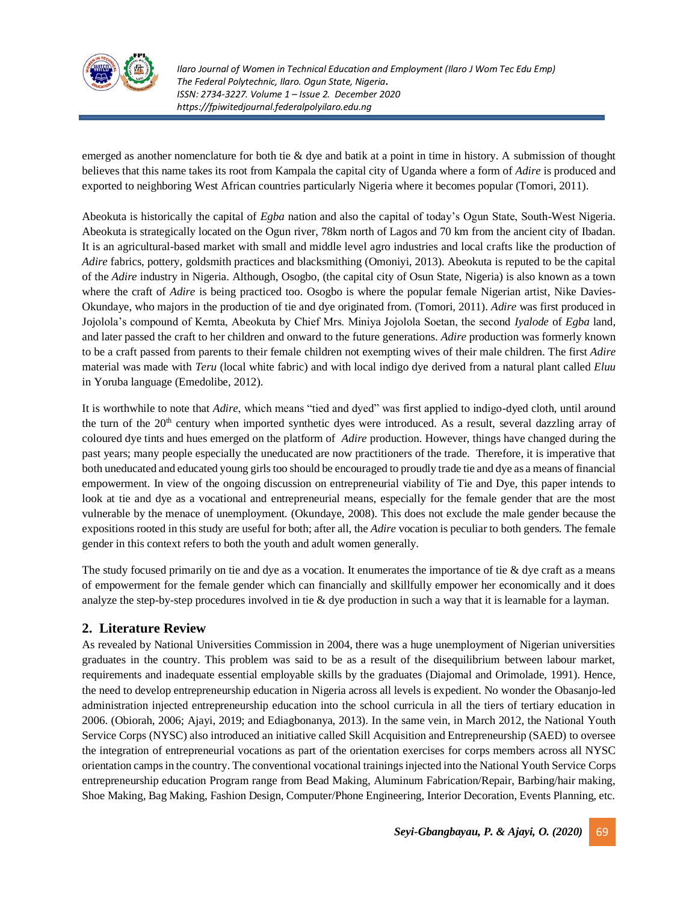emerged as another nomenclature for both tie & dye and batik at a point in time in history. A submission of thought believes that this name takes its root from Kampala the capital city of Uganda where a form of *Adire* is produced and exported to neighboring West African countries particularly Nigeria where it becomes popular (Tomori, 2011).

Abeokuta is historically the capital of *Egba* nation and also the capital of today's Ogun State, South-West Nigeria. Abeokuta is strategically located on the Ogun river, 78km north of Lagos and 70 km from the ancient city of Ibadan. It is an agricultural-based market with small and middle level agro industries and local crafts like the production of *Adire* fabrics, pottery, goldsmith practices and blacksmithing (Omoniyi, 2013). Abeokuta is reputed to be the capital of the *Adire* industry in Nigeria. Although, Osogbo, (the capital city of Osun State, Nigeria) is also known as a town where the craft of *Adire* is being practiced too. Osogbo is where the popular female Nigerian artist, Nike Davies-Okundaye, who majors in the production of tie and dye originated from. (Tomori, 2011). *Adire* was first produced in Jojolola's compound of Kemta, Abeokuta by Chief Mrs. Miniya Jojolola Soetan, the second *Iyalode* of *Egba* land, and later passed the craft to her children and onward to the future generations. *Adire* production was formerly known to be a craft passed from parents to their female children not exempting wives of their male children. The first *Adire* material was made with *Teru* (local white fabric) and with local indigo dye derived from a natural plant called *Eluu* in Yoruba language (Emedolibe, 2012).

It is worthwhile to note that *Adire*, which means "tied and dyed" was first applied to indigo-dyed cloth, until around the turn of the 20th century when imported synthetic dyes were introduced. As a result, several dazzling array of coloured dye tints and hues emerged on the platform of *Adire* production. However, things have changed during the past years; many people especially the uneducated are now practitioners of the trade. Therefore, it is imperative that both uneducated and educated young girls too should be encouraged to proudly trade tie and dye as a means of financial empowerment. In view of the ongoing discussion on entrepreneurial viability of Tie and Dye, this paper intends to look at tie and dye as a vocational and entrepreneurial means, especially for the female gender that are the most vulnerable by the menace of unemployment. (Okundaye, 2008). This does not exclude the male gender because the expositions rooted in this study are useful for both; after all, the *Adire* vocation is peculiar to both genders. The female gender in this context refers to both the youth and adult women generally.

The study focused primarily on tie and dye as a vocation. It enumerates the importance of tie & dye craft as a means of empowerment for the female gender which can financially and skillfully empower her economically and it does analyze the step-by-step procedures involved in tie & dye production in such a way that it is learnable for a layman.

## 2. Literature Review

As revealed by National Universities Commission in 2004, there was a huge unemployment of Nigerian universities graduates in the country. This problem was said to be as a result of the disequilibrium between labour market, requirements and inadequate essential employable skills by the graduates (Diajomal and Orimolade, 1991). Hence, the need to develop entrepreneurship education in Nigeria across all levels is expedient. No wonder the Obasanjo-led administration injected entrepreneurship education into the school curricula in all the tiers of tertiary education in 2006. (Obiorah, 2006; Ajayi, 2019; and Ediagbonanya, 2013). In the same vein, in March 2012, the National Youth Service Corps (NYSC) also introduced an initiative called Skill Acquisition and Entrepreneurship (SAED) to oversee the integration of entrepreneurial vocations as part of the orientation exercises for corps members across all NYSC orientation camps in the country. The conventional vocational trainings injected into the National Youth Service Corps entrepreneurship education Program range from Bead Making, Aluminum Fabrication/Repair, Barbing/hair making, Shoe Making, Bag Making, Fashion Design, Computer/Phone Engineering, Interior Decoration, Events Planning, etc.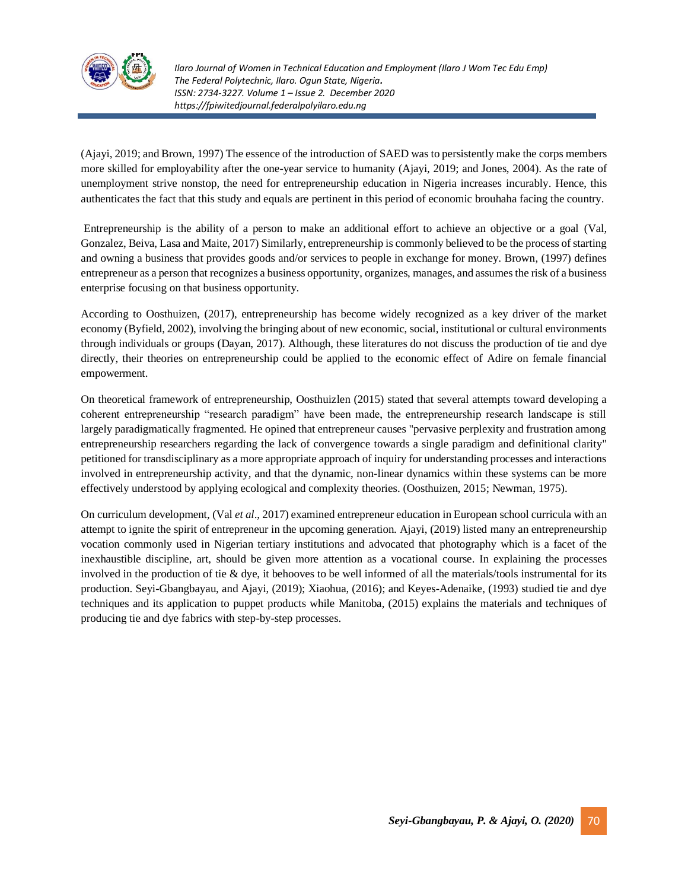(Ajayi, 2019; and Brown, 1997) The essence of the introduction of SAED was to persistently make the corps members more skilled for employability after the one-year service to humanity (Ajayi, 2019; and Jones, 2004). As the rate of unemployment strive nonstop, the need for entrepreneurship education in Nigeria increases incurably. Hence, this authenticates the fact that this study and equals are pertinent in this period of economic brouhaha facing the country.

Entrepreneurship is the ability of a person to make an additional effort to achieve an objective or a goal (Val, Gonzalez, Beiva, Lasa and Maite, 2017) Similarly, entrepreneurship is commonly believed to be the process of starting and owning a business that provides goods and/or services to people in exchange for money. Brown, (1997) defines entrepreneur as a person that recognizes a business opportunity, organizes, manages, and assumes the risk of a business enterprise focusing on that business opportunity.

According to Oosthuizen, (2017), entrepreneurship has become widely recognized as a key driver of the market economy (Byfield, 2002), involving the bringing about of new economic, social, institutional or cultural environments through individuals or groups (Dayan, 2017). Although, these literatures do not discuss the production of tie and dye directly, their theories on entrepreneurship could be applied to the economic effect of Adire on female financial empowerment.

On theoretical framework of entrepreneurship, Oosthuizlen (2015) stated that several attempts toward developing a coherent entrepreneurship "research paradigm" have been made, the entrepreneurship research landscape is still largely paradigmatically fragmented. He opined that entrepreneur causes "pervasive perplexity and frustration among entrepreneurship researchers regarding the lack of convergence towards a single paradigm and definitional clarity" petitioned for transdisciplinary as a more appropriate approach of inquiry for understanding processes and interactions involved in entrepreneurship activity, and that the dynamic, non-linear dynamics within these systems can be more effectively understood by applying ecological and complexity theories. (Oosthuizen, 2015; Newman, 1975).

On curriculum development, (Val *et al*., 2017) examined entrepreneur education in European school curricula with an attempt to ignite the spirit of entrepreneur in the upcoming generation. Ajayi, (2019) listed many an entrepreneurship vocation commonly used in Nigerian tertiary institutions and advocated that photography which is a facet of the inexhaustible discipline, art, should be given more attention as a vocational course. In explaining the processes involved in the production of tie & dye, it behooves to be well informed of all the materials/tools instrumental for its production. Seyi-Gbangbayau, and Ajayi, (2019); Xiaohua, (2016); and Keyes-Adenaike, (1993) studied tie and dye techniques and its application to puppet products while Manitoba, (2015) explains the materials and techniques of producing tie and dye fabrics with step-by-step processes.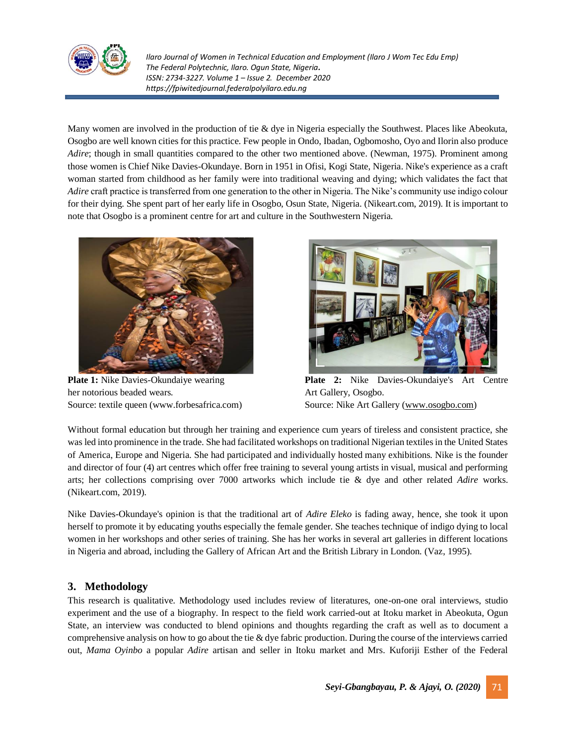Many women are involved in the production of tie & dye in Nigeria especially the Southwest. Places like Abeokuta, Osogbo are well known cities for this practice. Few people in Ondo, Ibadan, Ogbomosho, Oyo and Ilorin also produce *Adire*; though in small quantities compared to the other two mentioned above. (Newman, 1975). Prominent among those women is Chief Nike Davies-Okundaye. Born in 1951 in Ofisi, Kogi State, Nigeria. Nike's experience as a craft woman started from childhood as her family were into traditional weaving and dying; which validates the fact that *Adire* craft practice is transferred from one generation to the other in Nigeria. The Nike's community use indigo colour for their dying. She spent part of her early life in Osogbo, Osun State, Nigeria. (Nikeart.com, 2019). It is important to note that Osogbo is a prominent centre for art and culture in the Southwestern Nigeria.

**Plate 1:** Nike Davies-Okundaiye wearing her notorious beaded wears.
Source: textile queen (www.forbesafrica.com)

**Plate 2:** Nike Davies-Okundaiye's Art Centre Art Gallery, Osogbo.
Source: Nike Art Gallery (www.osogbo.com)

Without formal education but through her training and experience cum years of tireless and consistent practice, she was led into prominence in the trade. She had facilitated workshops on traditional Nigerian textiles in the United States of America, Europe and Nigeria. She had participated and individually hosted many exhibitions. Nike is the founder and director of four (4) art centres which offer free training to several young artists in visual, musical and performing arts; her collections comprising over 7000 artworks which include tie & dye and other related *Adire* works. (Nikeart.com, 2019).

Nike Davies-Okundaye's opinion is that the traditional art of *Adire Eleko* is fading away, hence, she took it upon herself to promote it by educating youths especially the female gender. She teaches technique of indigo dying to local women in her workshops and other series of training. She has her works in several art galleries in different locations in Nigeria and abroad, including the Gallery of African Art and the British Library in London. (Vaz, 1995).

## 3. Methodology

This research is qualitative. Methodology used includes review of literatures, one-on-one oral interviews, studio experiment and the use of a biography. In respect to the field work carried-out at Itoku market in Abeokuta, Ogun State, an interview was conducted to blend opinions and thoughts regarding the craft as well as to document a comprehensive analysis on how to go about the tie & dye fabric production. During the course of the interviews carried out, *Mama Oyinbo* a popular *Adire* artisan and seller in Itoku market and Mrs. Kuforiji Esther of the Federal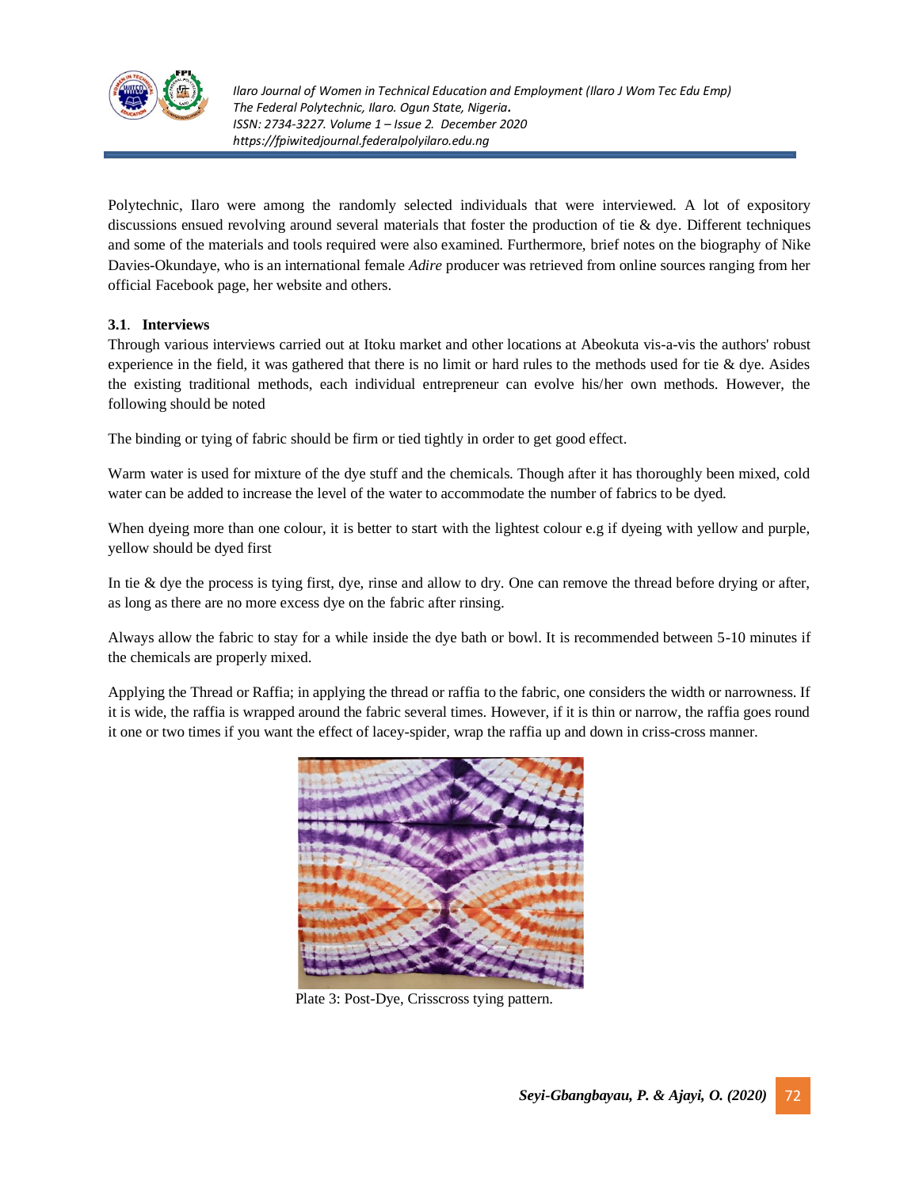Polytechnic, Ilaro were among the randomly selected individuals that were interviewed. A lot of expository discussions ensued revolving around several materials that foster the production of tie & dye. Different techniques and some of the materials and tools required were also examined. Furthermore, brief notes on the biography of Nike Davies-Okundaye, who is an international female *Adire* producer was retrieved from online sources ranging from her official Facebook page, her website and others.

**3.1. Interviews**

Through various interviews carried out at Itoku market and other locations at Abeokuta vis-a-vis the authors' robust experience in the field, it was gathered that there is no limit or hard rules to the methods used for tie & dye. Asides the existing traditional methods, each individual entrepreneur can evolve his/her own methods. However, the following should be noted

The binding or tying of fabric should be firm or tied tightly in order to get good effect.

Warm water is used for mixture of the dye stuff and the chemicals. Though after it has thoroughly been mixed, cold water can be added to increase the level of the water to accommodate the number of fabrics to be dyed.

When dyeing more than one colour, it is better to start with the lightest colour e.g if dyeing with yellow and purple, yellow should be dyed first

In tie & dye the process is tying first, dye, rinse and allow to dry. One can remove the thread before drying or after, as long as there are no more excess dye on the fabric after rinsing.

Always allow the fabric to stay for a while inside the dye bath or bowl. It is recommended between 5-10 minutes if the chemicals are properly mixed.

Applying the Thread or Raffia; in applying the thread or raffia to the fabric, one considers the width or narrowness. If it is wide, the raffia is wrapped around the fabric several times. However, if it is thin or narrow, the raffia goes round it one or two times if you want the effect of lacey-spider, wrap the raffia up and down in criss-cross manner.

Plate 3: Post-Dye, Crisscross tying pattern.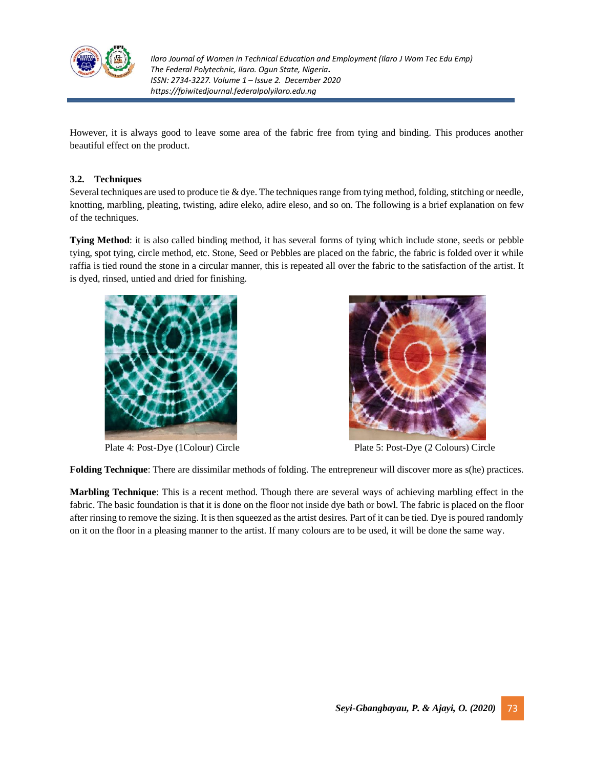However, it is always good to leave some area of the fabric free from tying and binding. This produces another beautiful effect on the product.

### 3.2. Techniques

Several techniques are used to produce tie & dye. The techniques range from tying method, folding, stitching or needle, knotting, marbling, pleating, twisting, adire eleko, adire eleso, and so on. The following is a brief explanation on few of the techniques.

**Tying Method**: it is also called binding method, it has several forms of tying which include stone, seeds or pebble tying, spot tying, circle method, etc. Stone, Seed or Pebbles are placed on the fabric, the fabric is folded over it while raffia is tied round the stone in a circular manner, this is repeated all over the fabric to the satisfaction of the artist. It is dyed, rinsed, untied and dried for finishing.

Plate 4: Post-Dye (1Colour) Circle

Plate 5: Post-Dye (2 Colours) Circle

**Folding Technique**: There are dissimilar methods of folding. The entrepreneur will discover more as s(he) practices.

**Marbling Technique**: This is a recent method. Though there are several ways of achieving marbling effect in the fabric. The basic foundation is that it is done on the floor not inside dye bath or bowl. The fabric is placed on the floor after rinsing to remove the sizing. It is then squeezed as the artist desires. Part of it can be tied. Dye is poured randomly on it on the floor in a pleasing manner to the artist. If many colours are to be used, it will be done the same way.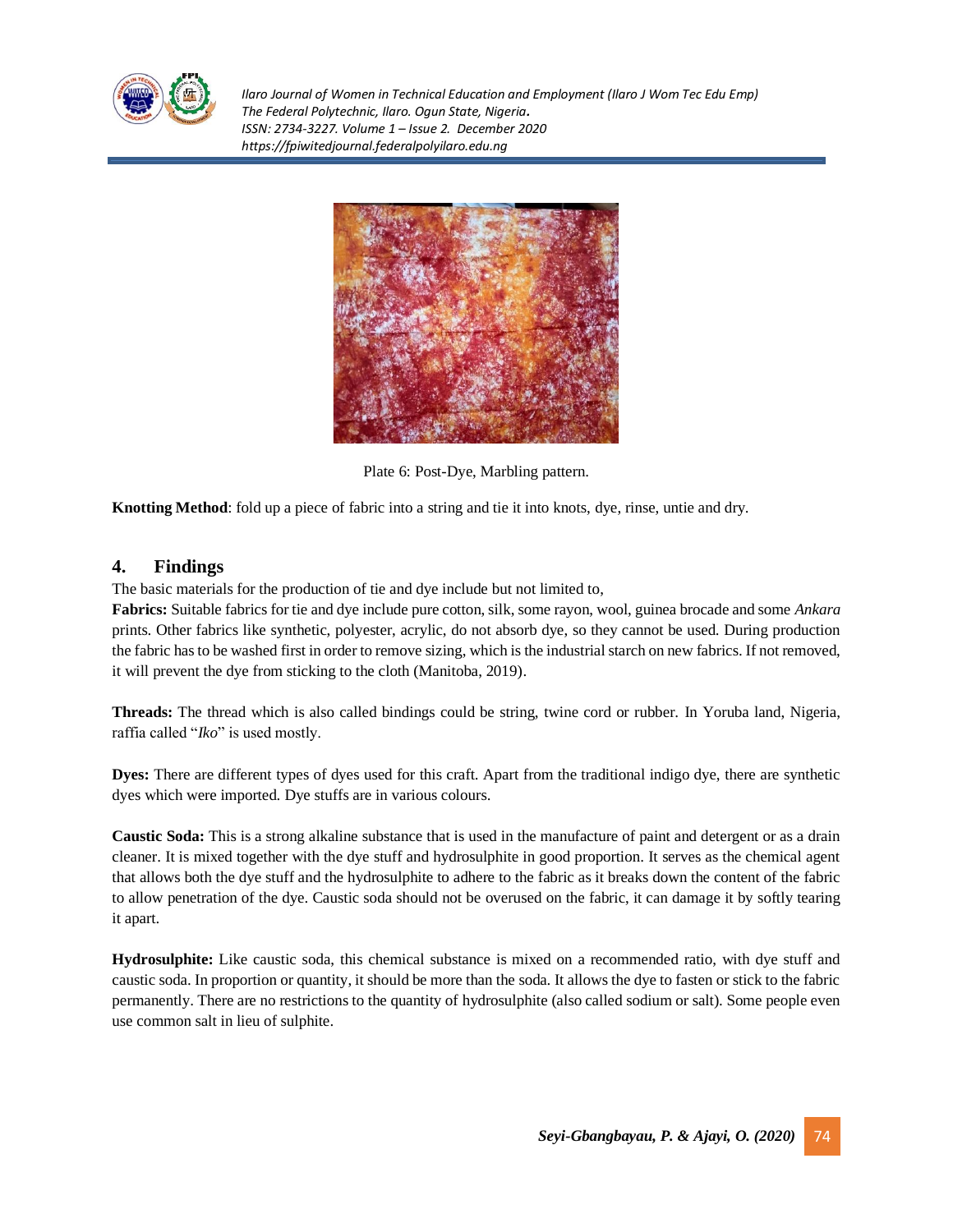Plate 6: Post-Dye, Marbling pattern.

**Knotting Method**: fold up a piece of fabric into a string and tie it into knots, dye, rinse, untie and dry.

## 4. Findings

The basic materials for the production of tie and dye include but not limited to,

**Fabrics:** Suitable fabrics for tie and dye include pure cotton, silk, some rayon, wool, guinea brocade and some *Ankara* prints. Other fabrics like synthetic, polyester, acrylic, do not absorb dye, so they cannot be used. During production the fabric has to be washed first in order to remove sizing, which is the industrial starch on new fabrics. If not removed, it will prevent the dye from sticking to the cloth (Manitoba, 2019).

**Threads:** The thread which is also called bindings could be string, twine cord or rubber. In Yoruba land, Nigeria, raffia called "*Iko*" is used mostly.

**Dyes:** There are different types of dyes used for this craft. Apart from the traditional indigo dye, there are synthetic dyes which were imported. Dye stuffs are in various colours.

**Caustic Soda:** This is a strong alkaline substance that is used in the manufacture of paint and detergent or as a drain cleaner. It is mixed together with the dye stuff and hydrosulphite in good proportion. It serves as the chemical agent that allows both the dye stuff and the hydrosulphite to adhere to the fabric as it breaks down the content of the fabric to allow penetration of the dye. Caustic soda should not be overused on the fabric, it can damage it by softly tearing it apart.

**Hydrosulphite:** Like caustic soda, this chemical substance is mixed on a recommended ratio, with dye stuff and caustic soda. In proportion or quantity, it should be more than the soda. It allows the dye to fasten or stick to the fabric permanently. There are no restrictions to the quantity of hydrosulphite (also called sodium or salt). Some people even use common salt in lieu of sulphite.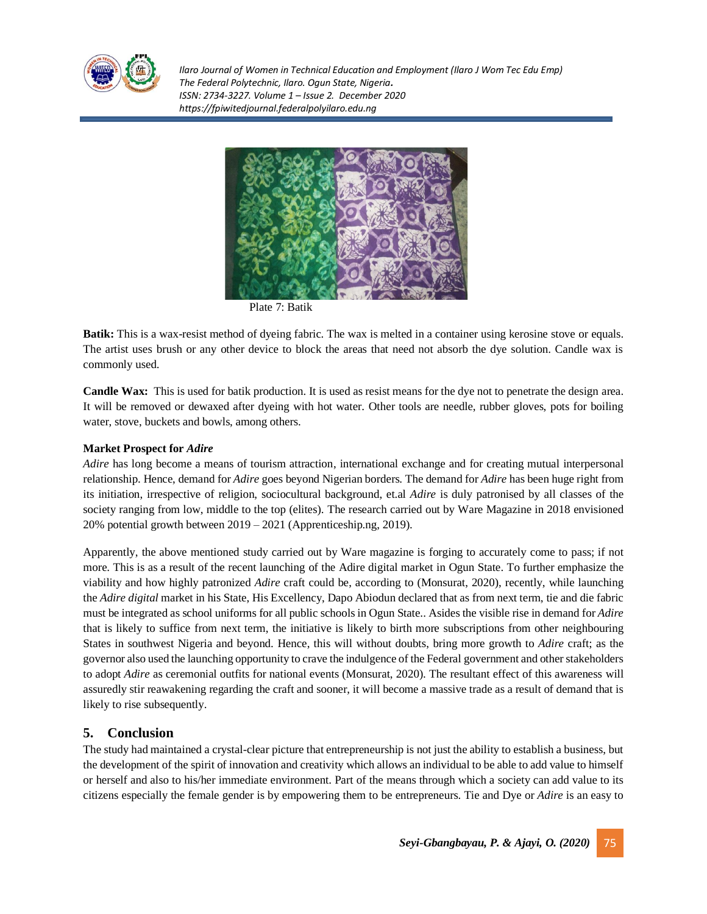Plate 7: Batik

**Batik:** This is a wax-resist method of dyeing fabric. The wax is melted in a container using kerosine stove or equals. The artist uses brush or any other device to block the areas that need not absorb the dye solution. Candle wax is commonly used.

**Candle Wax:** This is used for batik production. It is used as resist means for the dye not to penetrate the design area. It will be removed or dewaxed after dyeing with hot water. Other tools are needle, rubber gloves, pots for boiling water, stove, buckets and bowls, among others.

**Market Prospect for *Adire***

*Adire* has long become a means of tourism attraction, international exchange and for creating mutual interpersonal relationship. Hence, demand for *Adire* goes beyond Nigerian borders. The demand for *Adire* has been huge right from its initiation, irrespective of religion, sociocultural background, et.al *Adire* is duly patronised by all classes of the society ranging from low, middle to the top (elites). The research carried out by Ware Magazine in 2018 envisioned 20% potential growth between 2019 – 2021 (Apprenticeship.ng, 2019).

Apparently, the above mentioned study carried out by Ware magazine is forging to accurately come to pass; if not more. This is as a result of the recent launching of the Adire digital market in Ogun State. To further emphasize the viability and how highly patronized *Adire* craft could be, according to (Monsurat, 2020), recently, while launching the *Adire digital* market in his State, His Excellency, Dapo Abiodun declared that as from next term, tie and die fabric must be integrated as school uniforms for all public schools in Ogun State.. Asides the visible rise in demand for *Adire* that is likely to suffice from next term, the initiative is likely to birth more subscriptions from other neighbouring States in southwest Nigeria and beyond. Hence, this will without doubts, bring more growth to *Adire* craft; as the governor also used the launching opportunity to crave the indulgence of the Federal government and other stakeholders to adopt *Adire* as ceremonial outfits for national events (Monsurat, 2020). The resultant effect of this awareness will assuredly stir reawakening regarding the craft and sooner, it will become a massive trade as a result of demand that is likely to rise subsequently.

## 5. Conclusion

The study had maintained a crystal-clear picture that entrepreneurship is not just the ability to establish a business, but the development of the spirit of innovation and creativity which allows an individual to be able to add value to himself or herself and also to his/her immediate environment. Part of the means through which a society can add value to its citizens especially the female gender is by empowering them to be entrepreneurs. Tie and Dye or *Adire* is an easy to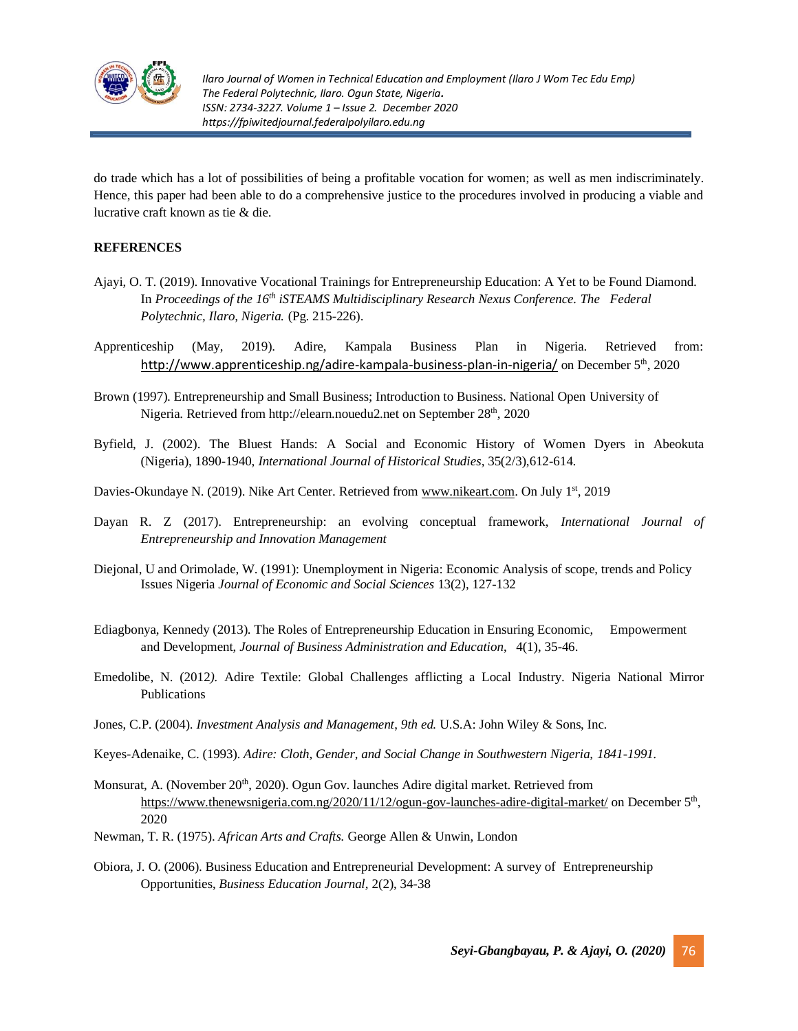do trade which has a lot of possibilities of being a profitable vocation for women; as well as men indiscriminately. Hence, this paper had been able to do a comprehensive justice to the procedures involved in producing a viable and lucrative craft known as tie & die.

**REFERENCES**

Ajayi, O. T. (2019). Innovative Vocational Trainings for Entrepreneurship Education: A Yet to be Found Diamond. In *Proceedings of the 16th iSTEAMS Multidisciplinary Research Nexus Conference. The Federal Polytechnic, Ilaro, Nigeria.* (Pg. 215-226).

Apprenticeship (May, 2019). Adire, Kampala Business Plan in Nigeria. Retrieved from: http://www.apprenticeship.ng/adire-kampala-business-plan-in-nigeria/ on December 5th, 2020

Brown (1997). Entrepreneurship and Small Business; Introduction to Business. National Open University of Nigeria. Retrieved from http://elearn.nouedu2.net on September 28th, 2020

Byfield, J. (2002). The Bluest Hands: A Social and Economic History of Women Dyers in Abeokuta (Nigeria), 1890-1940, *International Journal of Historical Studies,* 35(2/3),612-614.

Davies-Okundaye N. (2019). Nike Art Center. Retrieved from www.nikeart.com. On July 1st, 2019

Dayan R. Z (2017). Entrepreneurship: an evolving conceptual framework, *International Journal of Entrepreneurship and Innovation Management*

Diejonal, U and Orimolade, W. (1991): Unemployment in Nigeria: Economic Analysis of scope, trends and Policy Issues Nigeria *Journal of Economic and Social Sciences* 13(2), 127-132

Ediagbonya, Kennedy (2013). The Roles of Entrepreneurship Education in Ensuring Economic, Empowerment and Development, *Journal of Business Administration and Education*, 4(1), 35-46.

Emedolibe, N. (2012). Adire Textile: Global Challenges afflicting a Local Industry. Nigeria National Mirror Publications

Jones, C.P. (2004). *Investment Analysis and Management, 9th ed.* U.S.A: John Wiley & Sons, Inc.

Keyes-Adenaike, C. (1993). *Adire: Cloth, Gender, and Social Change in Southwestern Nigeria, 1841-1991.*

Monsurat, A. (November 20th, 2020). Ogun Gov. launches Adire digital market. Retrieved from https://www.thenewsnigeria.com.ng/2020/11/12/ogun-gov-launches-adire-digital-market/ on December 5th, 2020

Newman, T. R. (1975). *African Arts and Crafts.* George Allen & Unwin, London

Obiora, J. O. (2006). Business Education and Entrepreneurial Development: A survey of Entrepreneurship Opportunities, *Business Education Journal*, 2(2), 34-38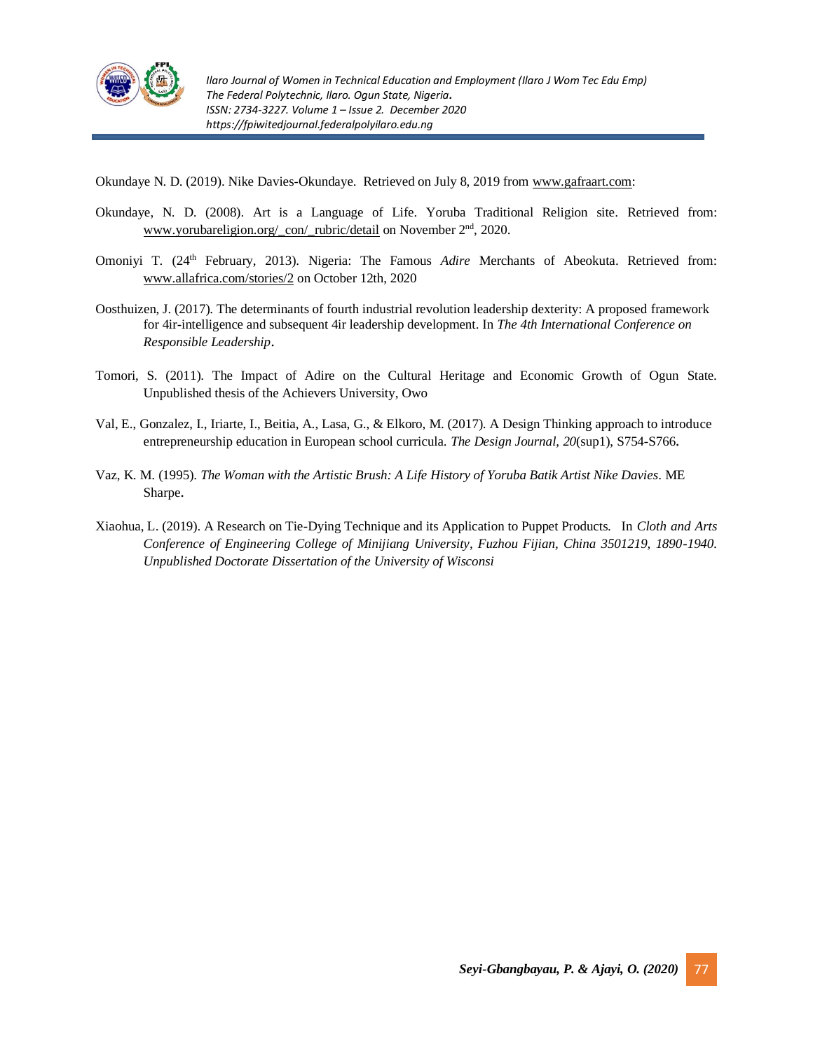Okundaye N. D. (2019). Nike Davies-Okundaye. Retrieved on July 8, 2019 from www.gafraart.com:

Okundaye, N. D. (2008). Art is a Language of Life. Yoruba Traditional Religion site. Retrieved from: www.yorubareligion.org/_con/_rubric/detail on November 2nd, 2020.

Omoniyi T. (24th February, 2013). Nigeria: The Famous *Adire* Merchants of Abeokuta. Retrieved from: www.allafrica.com/stories/2 on October 12th, 2020

Oosthuizen, J. (2017). The determinants of fourth industrial revolution leadership dexterity: A proposed framework for 4ir-intelligence and subsequent 4ir leadership development. In *The 4th International Conference on Responsible Leadership*.

Tomori, S. (2011). The Impact of Adire on the Cultural Heritage and Economic Growth of Ogun State. Unpublished thesis of the Achievers University, Owo

Val, E., Gonzalez, I., Iriarte, I., Beitia, A., Lasa, G., & Elkoro, M. (2017). A Design Thinking approach to introduce entrepreneurship education in European school curricula. *The Design Journal*, *20*(sup1), S754-S766.

Vaz, K. M. (1995). *The Woman with the Artistic Brush: A Life History of Yoruba Batik Artist Nike Davies*. ME Sharpe.

Xiaohua, L. (2019). A Research on Tie-Dying Technique and its Application to Puppet Products. In *Cloth and Arts Conference of Engineering College of Minijiang University, Fuzhou Fijian, China 3501219, 1890-1940. Unpublished Doctorate Dissertation of the University of Wisconsi*